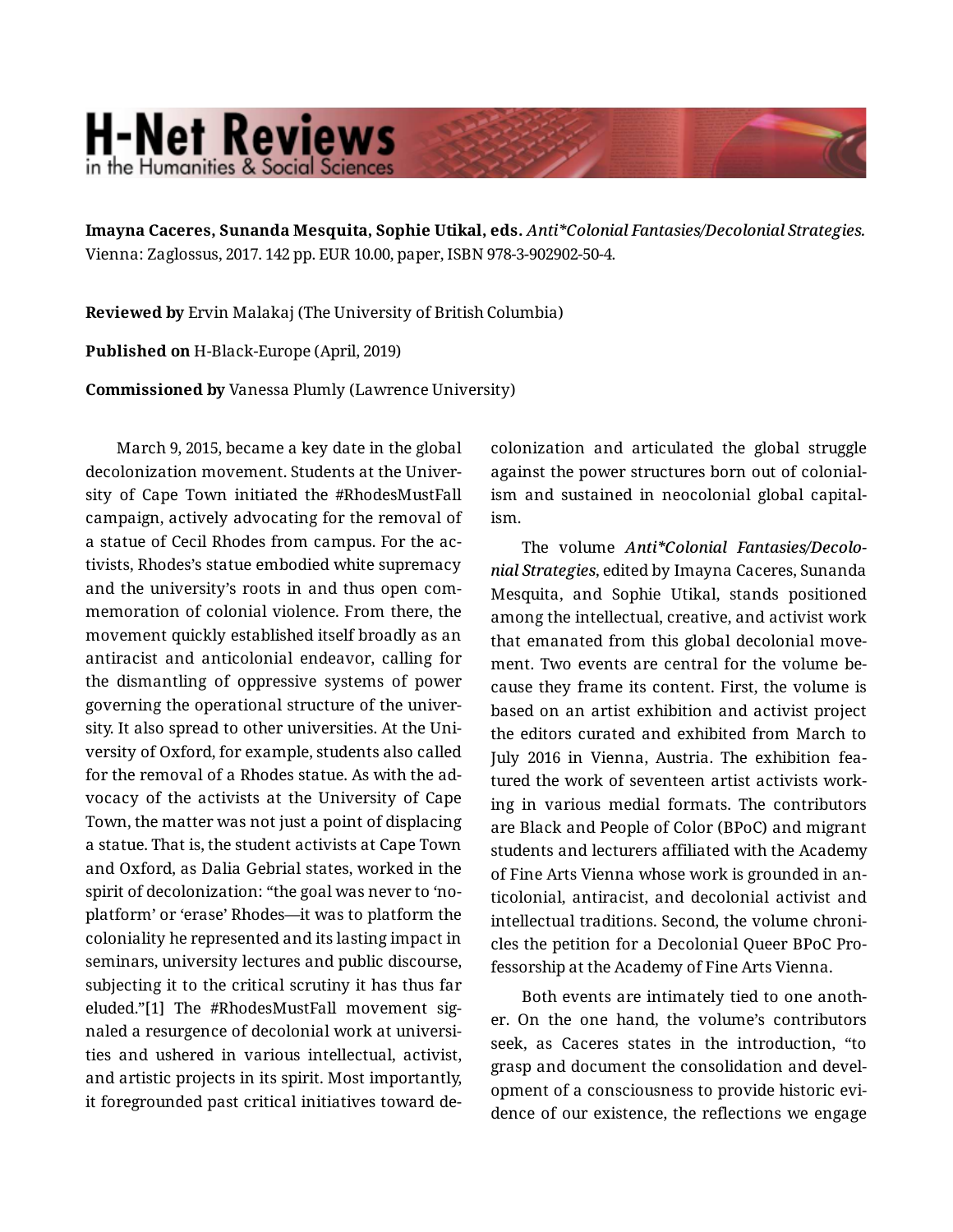**Imayna Caceres, Sunanda Mesquita, Sophie Utikal, eds.** *Anti*Colonial Fantasies/Decolonial Strategies.* Vienna: Zaglossus, 2017. 142 pp. EUR 10.00, paper, ISBN 978-3-902902-50-4.

**Reviewed by** Ervin Malakaj (The University of British Columbia)

**Published on** H-Black-Europe (April, 2019)

**Commissioned by** Vanessa Plumly (Lawrence University)

March 9, 2015, became a key date in the global decolonization movement. Students at the University of Cape Town initiated the #RhodesMustFall campaign, actively advocating for the removal of a statue of Cecil Rhodes from campus. For the activists, Rhodes's statue embodied white supremacy and the university's roots in and thus open commemoration of colonial violence. From there, the movement quickly established itself broadly as an antiracist and anticolonial endeavor, calling for the dismantling of oppressive systems of power governing the operational structure of the university. It also spread to other universities. At the University of Oxford, for example, students also called for the removal of a Rhodes statue. As with the advocacy of the activists at the University of Cape Town, the matter was not just a point of displacing a statue. That is, the student activists at Cape Town and Oxford, as Dalia Gebrial states, worked in the spirit of decolonization: "the goal was never to 'no-platform' or 'erase' Rhodes—it was to platform the coloniality he represented and its lasting impact in seminars, university lectures and public discourse, subjecting it to the critical scrutiny it has thus far eluded."[1] The #RhodesMustFall movement signaled a resurgence of decolonial work at universities and ushered in various intellectual, activist, and artistic projects in its spirit. Most importantly, it foregrounded past critical initiatives toward decolonization and articulated the global struggle against the power structures born out of colonialism and sustained in neocolonial global capitalism.

The volume ***Anti*Colonial Fantasies/Decolonial Strategies***, edited by Imayna Caceres, Sunanda Mesquita, and Sophie Utikal, stands positioned among the intellectual, creative, and activist work that emanated from this global decolonial movement. Two events are central for the volume because they frame its content. First, the volume is based on an artist exhibition and activist project the editors curated and exhibited from March to July 2016 in Vienna, Austria. The exhibition featured the work of seventeen artist activists working in various medial formats. The contributors are Black and People of Color (BPoC) and migrant students and lecturers affiliated with the Academy of Fine Arts Vienna whose work is grounded in anticolonial, antiracist, and decolonial activist and intellectual traditions. Second, the volume chronicles the petition for a Decolonial Queer BPoC Professorship at the Academy of Fine Arts Vienna.

Both events are intimately tied to one another. On the one hand, the volume's contributors seek, as Caceres states in the introduction, "to grasp and document the consolidation and development of a consciousness to provide historic evidence of our existence, the reflections we engage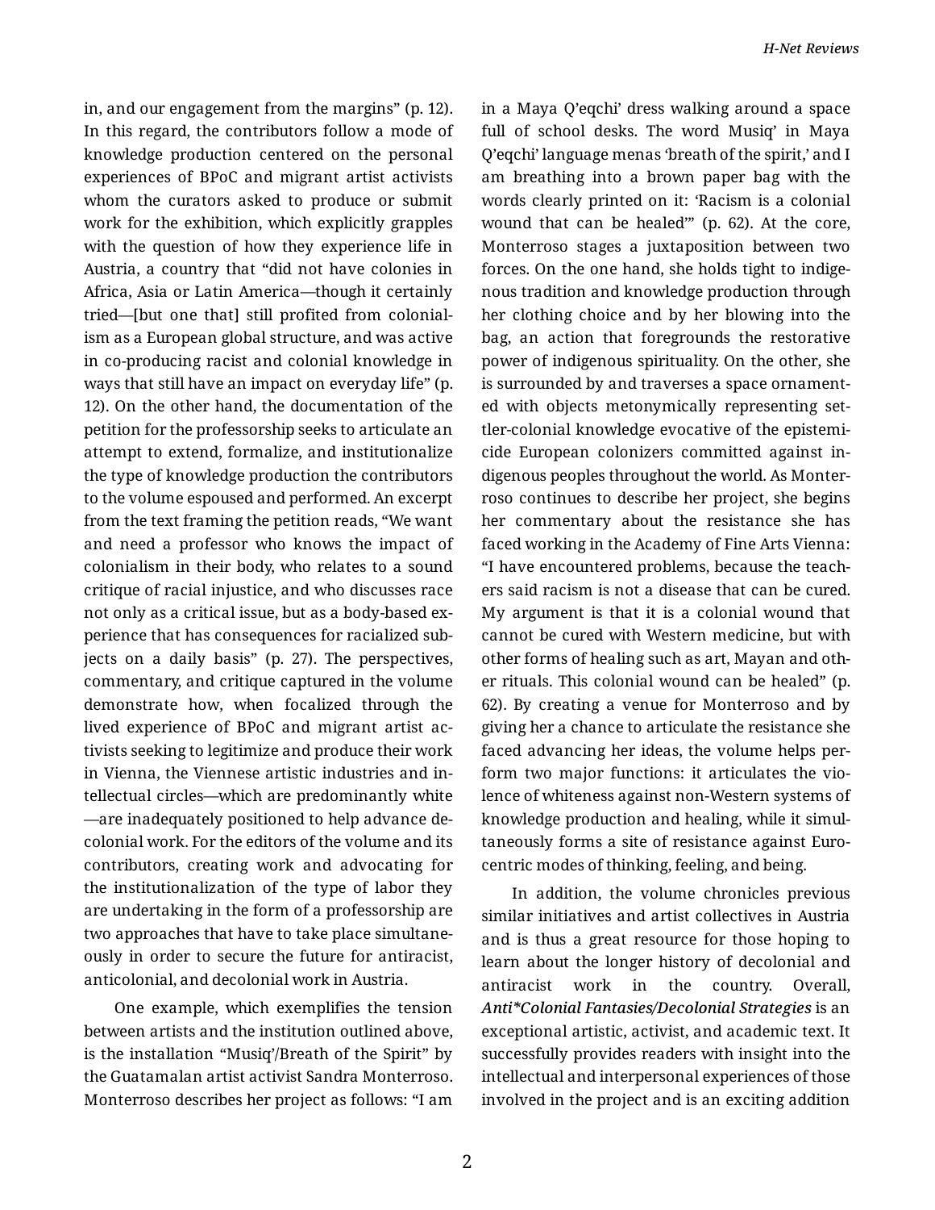in, and our engagement from the margins" (p. 12). In this regard, the contributors follow a mode of knowledge production centered on the personal experiences of BPoC and migrant artist activists whom the curators asked to produce or submit work for the exhibition, which explicitly grapples with the question of how they experience life in Austria, a country that "did not have colonies in Africa, Asia or Latin America—though it certainly tried—[but one that] still profited from colonialism as a European global structure, and was active in co-producing racist and colonial knowledge in ways that still have an impact on everyday life" (p. 12). On the other hand, the documentation of the petition for the professorship seeks to articulate an attempt to extend, formalize, and institutionalize the type of knowledge production the contributors to the volume espoused and performed. An excerpt from the text framing the petition reads, "We want and need a professor who knows the impact of colonialism in their body, who relates to a sound critique of racial injustice, and who discusses race not only as a critical issue, but as a body-based experience that has consequences for racialized subjects on a daily basis" (p. 27). The perspectives, commentary, and critique captured in the volume demonstrate how, when focalized through the lived experience of BPoC and migrant artist activists seeking to legitimize and produce their work in Vienna, the Viennese artistic industries and intellectual circles—which are predominantly white—are inadequately positioned to help advance decolonial work. For the editors of the volume and its contributors, creating work and advocating for the institutionalization of the type of labor they are undertaking in the form of a professorship are two approaches that have to take place simultaneously in order to secure the future for antiracist, anticolonial, and decolonial work in Austria.

One example, which exemplifies the tension between artists and the institution outlined above, is the installation "Musiq'/Breath of the Spirit" by the Guatamalan artist activist Sandra Monterroso. Monterroso describes her project as follows: "I am in a Maya Q'eqchi' dress walking around a space full of school desks. The word Musiq' in Maya Q'eqchi' language menas 'breath of the spirit,' and I am breathing into a brown paper bag with the words clearly printed on it: 'Racism is a colonial wound that can be healed'" (p. 62). At the core, Monterroso stages a juxtaposition between two forces. On the one hand, she holds tight to indigenous tradition and knowledge production through her clothing choice and by her blowing into the bag, an action that foregrounds the restorative power of indigenous spirituality. On the other, she is surrounded by and traverses a space ornamented with objects metonymically representing settler-colonial knowledge evocative of the epistemicide European colonizers committed against indigenous peoples throughout the world. As Monterroso continues to describe her project, she begins her commentary about the resistance she has faced working in the Academy of Fine Arts Vienna: "I have encountered problems, because the teachers said racism is not a disease that can be cured. My argument is that it is a colonial wound that cannot be cured with Western medicine, but with other forms of healing such as art, Mayan and other rituals. This colonial wound can be healed" (p. 62). By creating a venue for Monterroso and by giving her a chance to articulate the resistance she faced advancing her ideas, the volume helps perform two major functions: it articulates the violence of whiteness against non-Western systems of knowledge production and healing, while it simultaneously forms a site of resistance against Eurocentric modes of thinking, feeling, and being.

In addition, the volume chronicles previous similar initiatives and artist collectives in Austria and is thus a great resource for those hoping to learn about the longer history of decolonial and antiracist work in the country. Overall, ***Anti*Colonial Fantasies/Decolonial Strategies*** is an exceptional artistic, activist, and academic text. It successfully provides readers with insight into the intellectual and interpersonal experiences of those involved in the project and is an exciting addition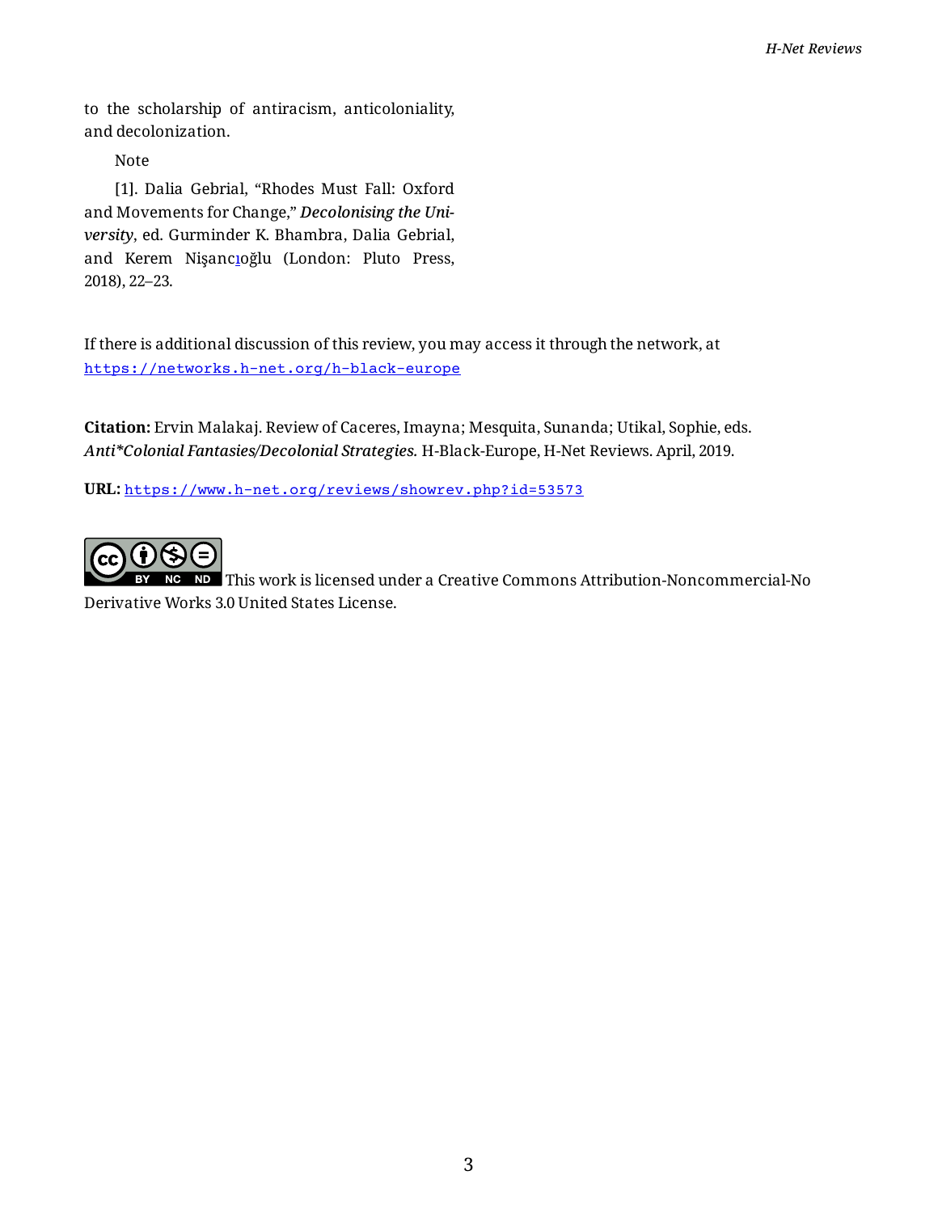to the scholarship of antiracism, anticoloniality, and decolonization.

Note

[1]. Dalia Gebrial, "Rhodes Must Fall: Oxford and Movements for Change," ***Decolonising the University***, ed. Gurminder K. Bhambra, Dalia Gebrial, and Kerem Nişancıoğlu (London: Pluto Press, 2018), 22–23.

If there is additional discussion of this review, you may access it through the network, at https://networks.h-net.org/h-black-europe

**Citation:** Ervin Malakaj. Review of Caceres, Imayna; Mesquita, Sunanda; Utikal, Sophie, eds. *Anti*Colonial Fantasies/Decolonial Strategies.* H-Black-Europe, H-Net Reviews. April, 2019.

**URL:** https://www.h-net.org/reviews/showrev.php?id=53573

This work is licensed under a Creative Commons Attribution-Noncommercial-No Derivative Works 3.0 United States License.